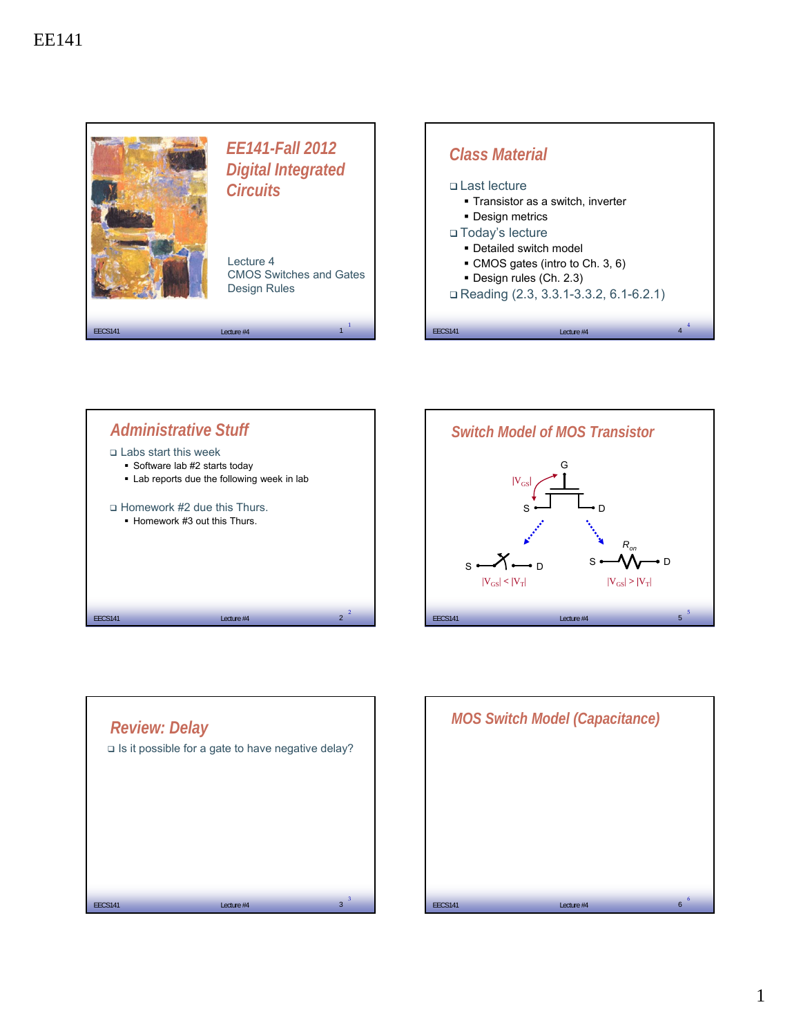# EE141-Fall 2012 Digital Integrated Circuits

Lecture 4
CMOS Switches and Gates
Design Rules

## Class Material

- Last lecture
  - Transistor as a switch, inverter
  - Design metrics
- Today's lecture
  - Detailed switch model
  - CMOS gates (intro to Ch. 3, 6)
  - Design rules (Ch. 2.3)
- Reading (2.3, 3.3.1-3.3.2, 6.1-6.2.1)

## Administrative Stuff

- Labs start this week
  - Software lab #2 starts today
  - Lab reports due the following week in lab
- Homework #2 due this Thurs.
  - Homework #3 out this Thurs.

## Switch Model of MOS Transistor

G

$|V_{GS}|$

S D

S D

$|V_{GS}| < |V_T|$

$R_{on}$

S D

$|V_{GS}| > |V_T|$

## Review: Delay

- Is it possible for a gate to have negative delay?

## MOS Switch Model (Capacitance)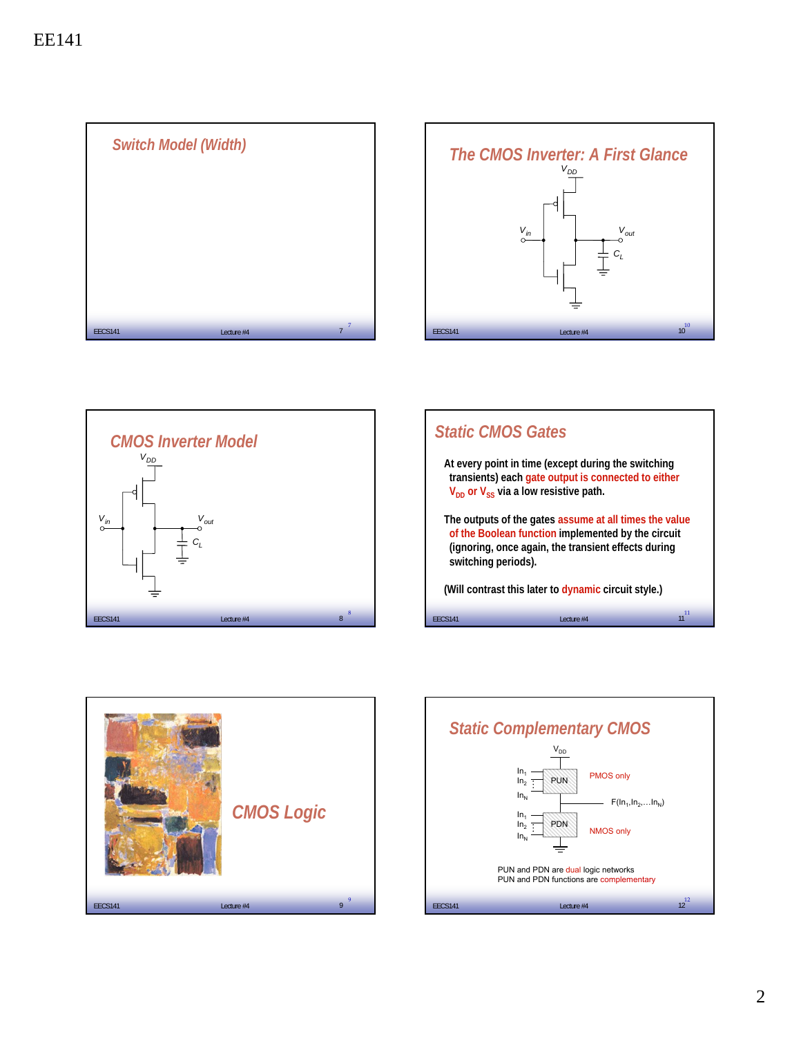## Switch Model (Width)

## The CMOS Inverter: A First Glance

$V_{DD}$

$V_{in}$

$V_{out}$

$C_L$

## CMOS Inverter Model

$V_{DD}$

$V_{in}$

$V_{out}$

$C_L$

## Static CMOS Gates

**At every point in time (except during the switching transients) each gate output is connected to either $V_{DD}$ or $V_{SS}$ via a low resistive path.**

**The outputs of the gates assume at all times the value of the Boolean function implemented by the circuit (ignoring, once again, the transient effects during switching periods).**

**(Will contrast this later to dynamic circuit style.)**

## CMOS Logic

## Static Complementary CMOS

$V_{DD}$

$In_1$, $In_2$, ..., $In_N$ → PUN — PMOS only

$F(In_1, In_2, \ldots In_N)$

$In_1$, $In_2$, ..., $In_N$ → PDN — NMOS only

PUN and PDN are dual logic networks

PUN and PDN functions are complementary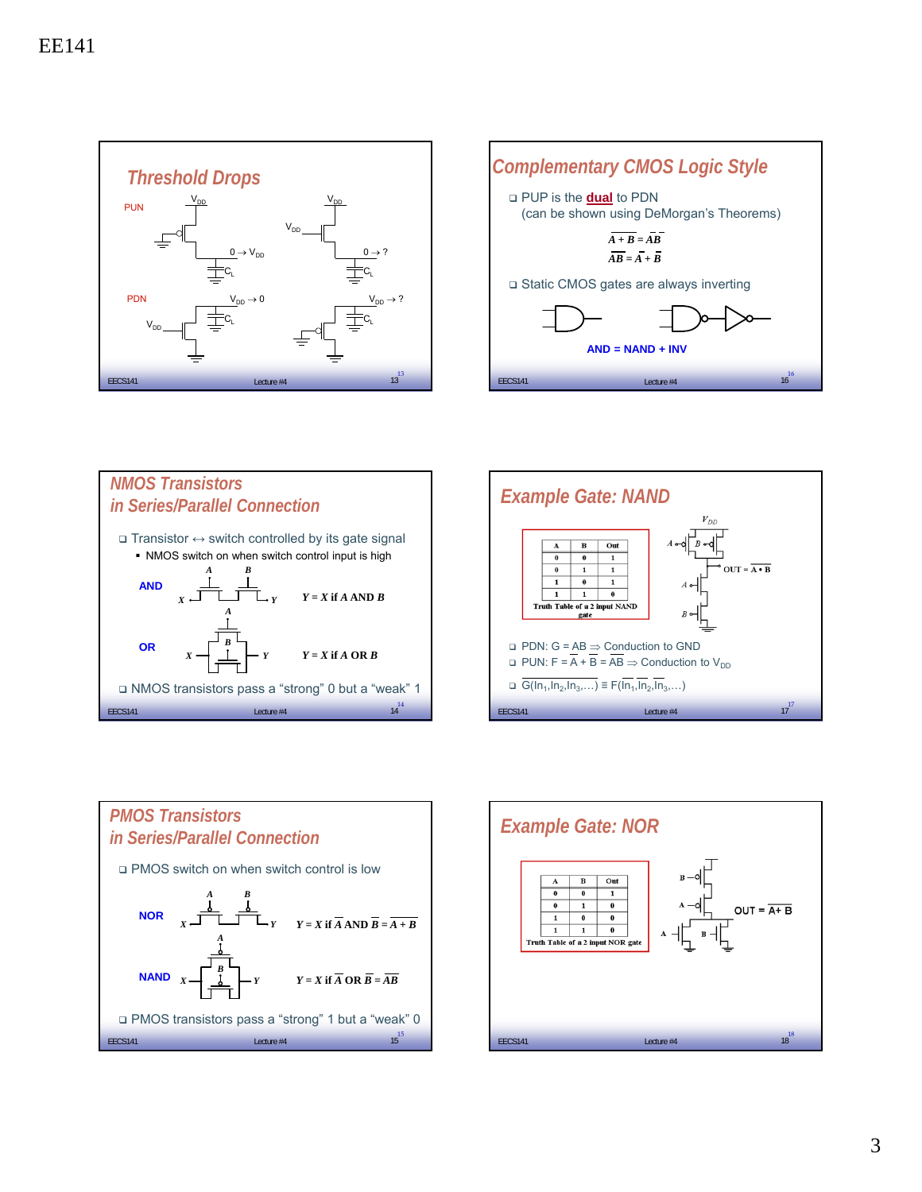## Threshold Drops

PUN

$V_{DD}$ — $0 \rightarrow V_{DD}$, $C_L$

$V_{DD}$ — $0 \rightarrow ?$, $C_L$

PDN

$V_{DD} \rightarrow 0$, $C_L$

$V_{DD} \rightarrow ?$, $C_L$

## Complementary CMOS Logic Style

- PUP is the **dual** to PDN
  (can be shown using DeMorgan's Theorems)

$$\overline{A+B} = \overline{A}\,\overline{B}$$
$$\overline{AB} = \overline{A} + \overline{B}$$

- Static CMOS gates are always inverting

AND = NAND + INV

## NMOS Transistors in Series/Parallel Connection

- Transistor ↔ switch controlled by its gate signal
  - NMOS switch on when switch control input is high

AND: $Y = X$ if $A$ AND $B$

OR: $Y = X$ if $A$ OR $B$

- NMOS transistors pass a "strong" 0 but a "weak" 1

## Example Gate: NAND

| A | B | Out |
|---|---|---|
| 0 | 0 | 1 |
| 0 | 1 | 1 |
| 1 | 0 | 1 |
| 1 | 1 | 0 |

Truth Table of a 2 input NAND gate

$OUT = \overline{A \bullet B}$

- PDN: $G = AB \Rightarrow$ Conduction to GND
- PUN: $F = \overline{A} + \overline{B} = \overline{AB} \Rightarrow$ Conduction to $V_{DD}$
- $\overline{G(In_1, In_2, In_3, \ldots)} \equiv F(\overline{In_1}, \overline{In_2}, \overline{In_3}, \ldots)$

## PMOS Transistors in Series/Parallel Connection

- PMOS switch on when switch control is low

NOR: $Y = X$ if $\overline{A}$ AND $\overline{B} = \overline{A+B}$

NAND: $Y = X$ if $\overline{A}$ OR $\overline{B} = \overline{AB}$

- PMOS transistors pass a "strong" 1 but a "weak" 0

## Example Gate: NOR

| A | B | Out |
|---|---|---|
| 0 | 0 | 1 |
| 0 | 1 | 0 |
| 1 | 0 | 0 |
| 1 | 1 | 0 |

Truth Table of a 2 input NOR gate

$OUT = \overline{A+B}$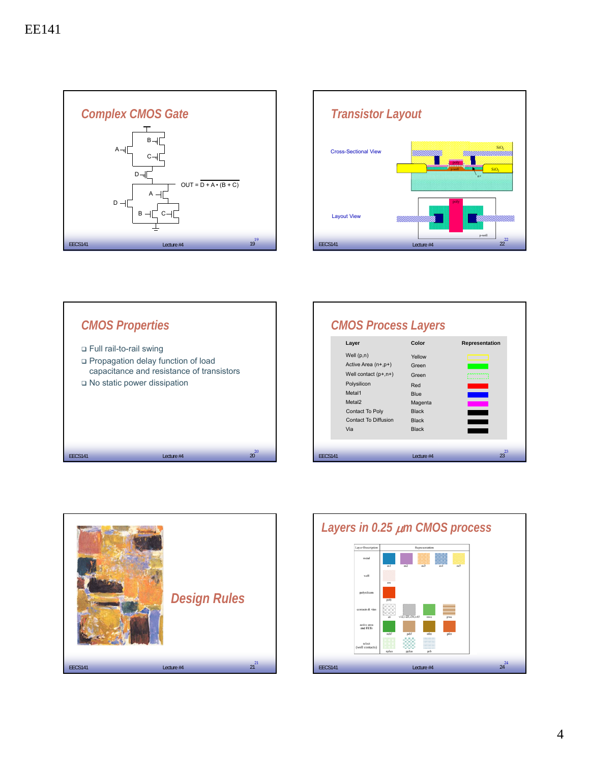## Complex CMOS Gate

OUT = $\overline{D + A \cdot (B + C)}$

## Transistor Layout

Cross-Sectional View

Layout View

## CMOS Properties

- Full rail-to-rail swing
- Propagation delay function of load capacitance and resistance of transistors
- No static power dissipation

## CMOS Process Layers

| Layer | Color | Representation |
|---|---|---|
| Well (p,n) | Yellow | |
| Active Area (n+,p+) | Green | |
| Well contact (p+,n+) | Green | |
| Polysilicon | Red | |
| Metal1 | Blue | |
| Metal2 | Magenta | |
| Contact To Poly | Black | |
| Contact To Diffusion | Black | |
| Via | Black | |

## Design Rules

## Layers in 0.25 $\mu$m CMOS process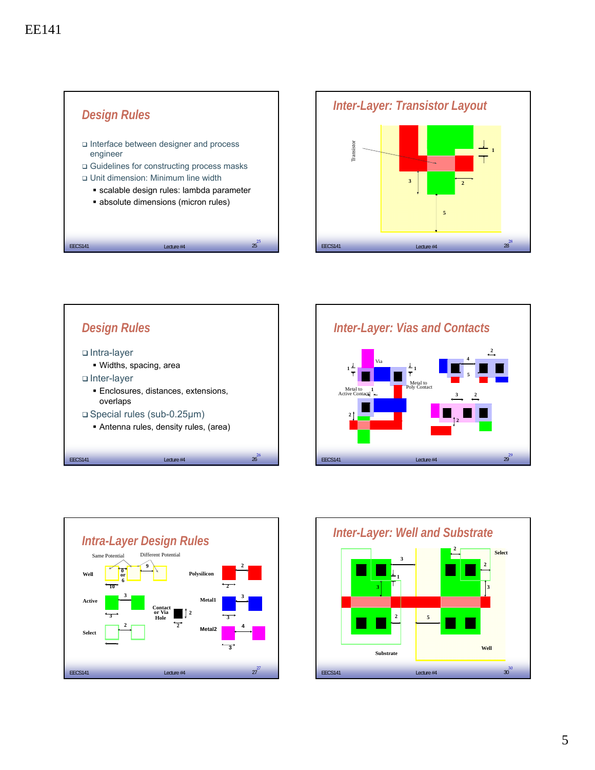## Design Rules

- Interface between designer and process engineer
- Guidelines for constructing process masks
- Unit dimension: Minimum line width
  - scalable design rules: lambda parameter
  - absolute dimensions (micron rules)

## Inter-Layer: Transistor Layout

Transistor

1

3

2

5

## Design Rules

- Intra-layer
  - Widths, spacing, area
- Inter-layer
  - Enclosures, distances, extensions, overlaps
- Special rules (sub-0.25μm)
  - Antenna rules, density rules, (area)

## Inter-Layer: Vias and Contacts

Via

Metal to Active Contact

Metal to Poly Contact

1, 1, 1, 2, 4, 5, 2, 3, 2, 2

## Intra-Layer Design Rules

Same Potential — Different Potential

Well: 0 or 6, 10, 9

Active: 3, 3

Select: 2, 3

Contact or Via Hole: 2, 2

Polysilicon: 2, 2

Metal1: 3, 3

Metal2: 4, 3

## Inter-Layer: Well and Substrate

Select

Substrate

Well

2, 3, 2, 1, 3, 3, 2, 5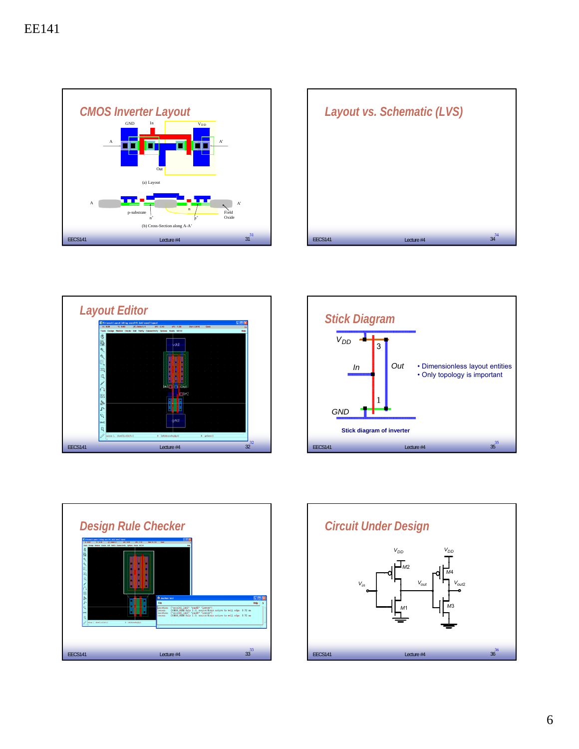## CMOS Inverter Layout

GND In $V_{DD}$

A A'

Out

(a) Layout

A A'

p-substrate n Field Oxide

$n^+$ $p^+$

(b) Cross-Section along A-A'

## Layout vs. Schematic (LVS)

## Layout Editor

## Stick Diagram

$V_{DD}$

3

In Out

1

GND

Stick diagram of inverter

- Dimensionless layout entities
- Only topology is important

## Design Rule Checker

## Circuit Under Design

$V_{DD}$ $V_{DD}$

M2 M4

$V_{in}$ $V_{out}$ $V_{out2}$

M1 M3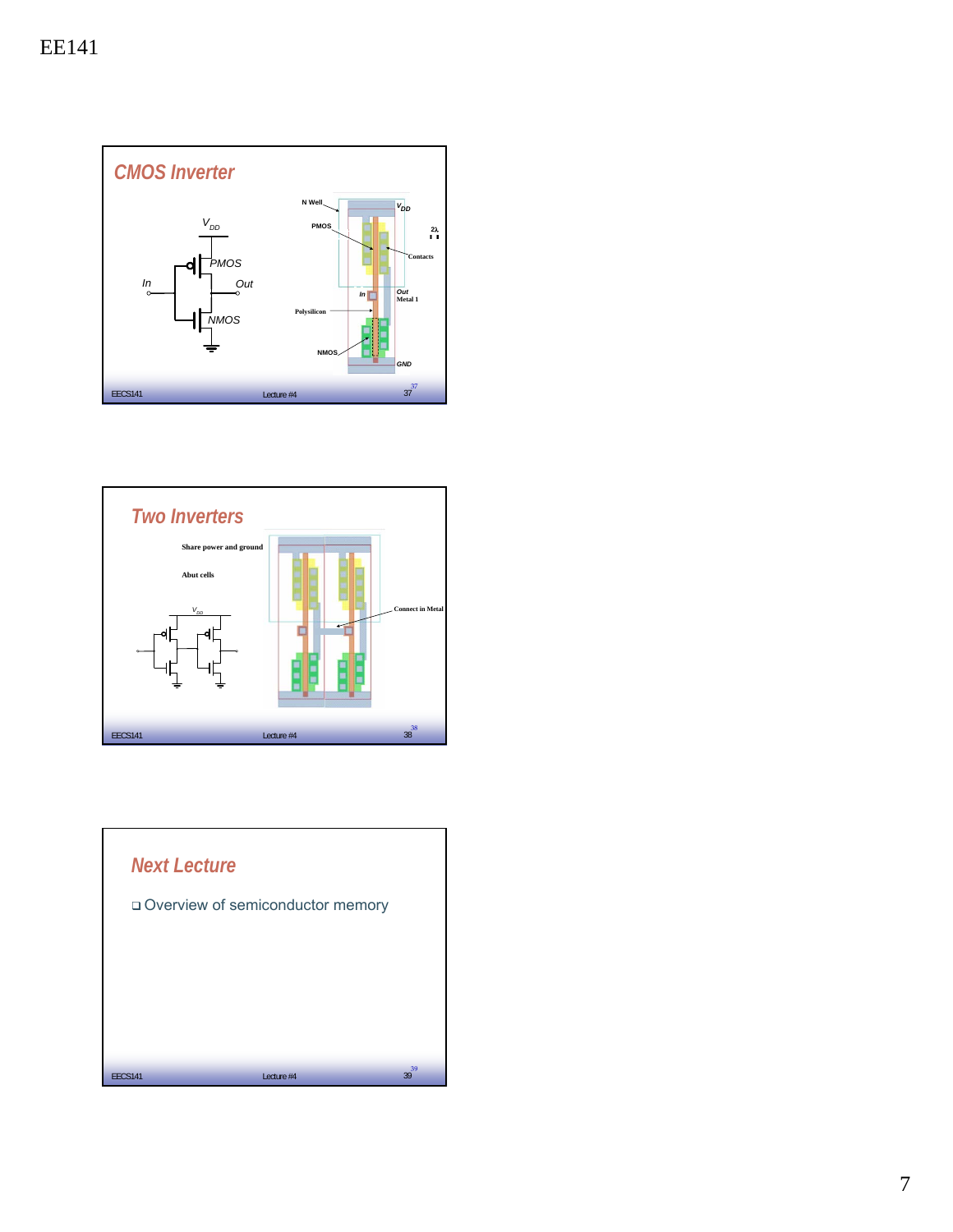## CMOS Inverter

$V_{DD}$

PMOS

In

Out

NMOS

N Well

$V_{DD}$

PMOS

Contacts

In

Out
Metal 1

Polysilicon

NMOS

GND

## Two Inverters

Share power and ground

Abut cells

$V_{DD}$

Connect in Metal

## Next Lecture

- Overview of semiconductor memory